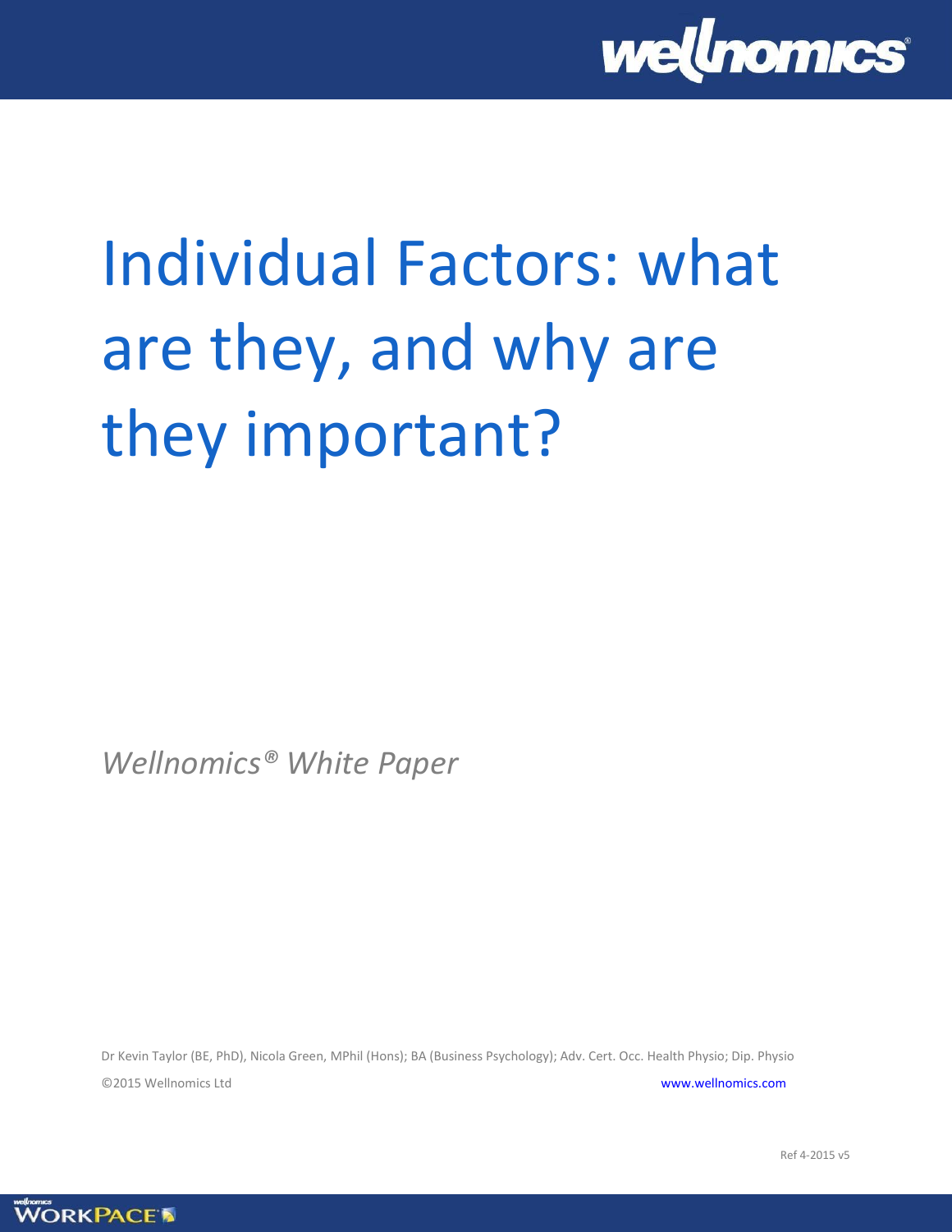# Individual Factors: what are they, and why are they important?

*Wellnomics® White Paper*

Dr Kevin Taylor (BE, PhD), Nicola Green, MPhil (Hons); BA (Business Psychology); Adv. Cert. Occ. Health Physio; Dip. Physio

©2015 Wellnomics Ltd

www.wellnomics.com

Ref 4-2015 v5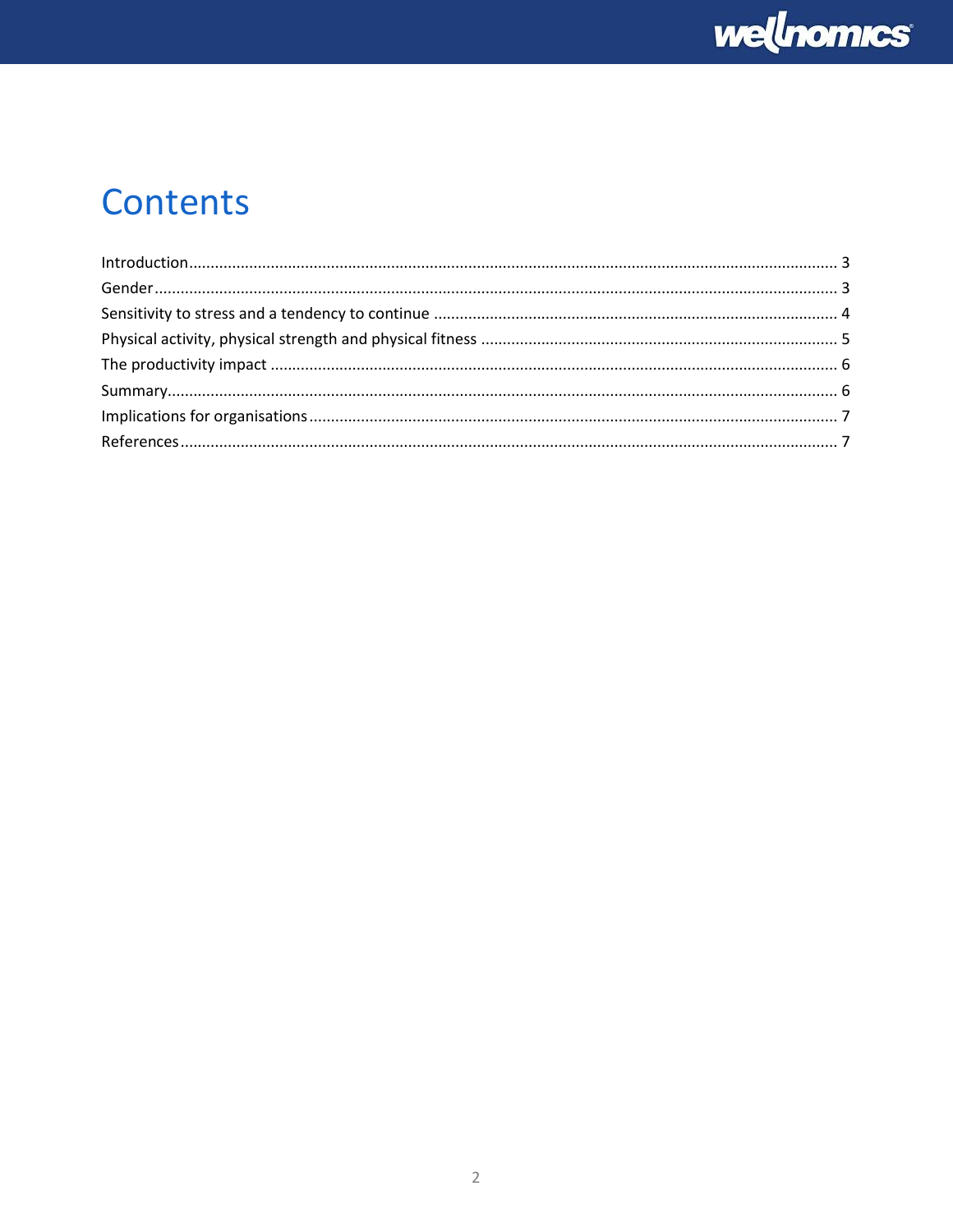# Contents

Introduction........................................................................................................................................... 3
Gender................................................................................................................................................. 3
Sensitivity to stress and a tendency to continue ................................................................................. 4
Physical activity, physical strength and physical fitness ...................................................................... 5
The productivity impact ...................................................................................................................... 6
Summary.............................................................................................................................................. 6
Implications for organisations ............................................................................................................. 7
References........................................................................................................................................... 7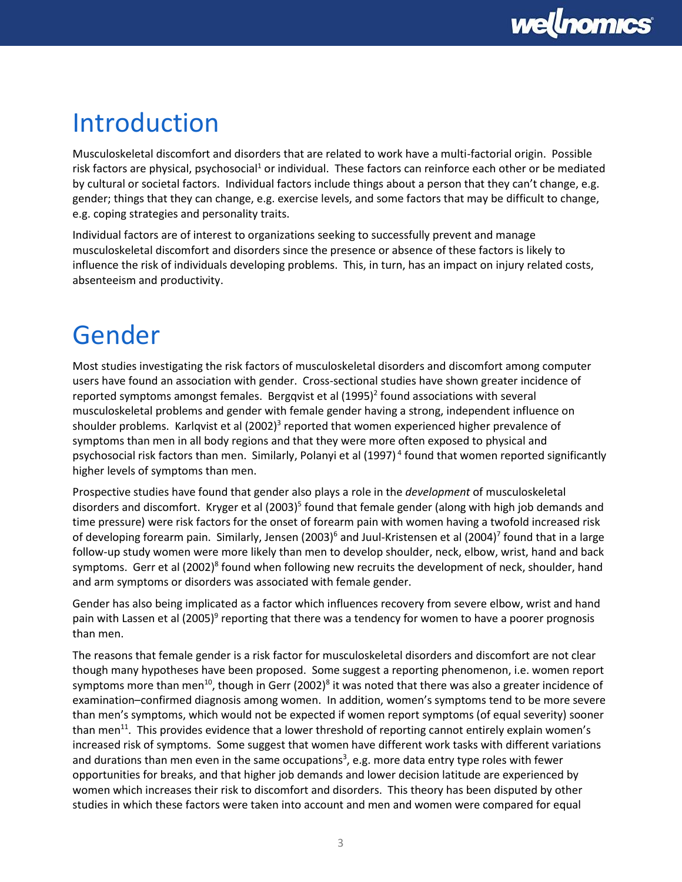# Introduction

Musculoskeletal discomfort and disorders that are related to work have a multi-factorial origin. Possible risk factors are physical, psychosocial[1] or individual. These factors can reinforce each other or be mediated by cultural or societal factors. Individual factors include things about a person that they can't change, e.g. gender; things that they can change, e.g. exercise levels, and some factors that may be difficult to change, e.g. coping strategies and personality traits.

Individual factors are of interest to organizations seeking to successfully prevent and manage musculoskeletal discomfort and disorders since the presence or absence of these factors is likely to influence the risk of individuals developing problems. This, in turn, has an impact on injury related costs, absenteeism and productivity.

# Gender

Most studies investigating the risk factors of musculoskeletal disorders and discomfort among computer users have found an association with gender. Cross-sectional studies have shown greater incidence of reported symptoms amongst females. Bergqvist et al (1995)[2] found associations with several musculoskeletal problems and gender with female gender having a strong, independent influence on shoulder problems. Karlqvist et al (2002)[3] reported that women experienced higher prevalence of symptoms than men in all body regions and that they were more often exposed to physical and psychosocial risk factors than men. Similarly, Polanyi et al (1997)[4] found that women reported significantly higher levels of symptoms than men.

Prospective studies have found that gender also plays a role in the *development* of musculoskeletal disorders and discomfort. Kryger et al (2003)[5] found that female gender (along with high job demands and time pressure) were risk factors for the onset of forearm pain with women having a twofold increased risk of developing forearm pain. Similarly, Jensen (2003)[6] and Juul-Kristensen et al (2004)[7] found that in a large follow-up study women were more likely than men to develop shoulder, neck, elbow, wrist, hand and back symptoms. Gerr et al (2002)[8] found when following new recruits the development of neck, shoulder, hand and arm symptoms or disorders was associated with female gender.

Gender has also being implicated as a factor which influences recovery from severe elbow, wrist and hand pain with Lassen et al (2005)[9] reporting that there was a tendency for women to have a poorer prognosis than men.

The reasons that female gender is a risk factor for musculoskeletal disorders and discomfort are not clear though many hypotheses have been proposed. Some suggest a reporting phenomenon, i.e. women report symptoms more than men[10], though in Gerr (2002)[8] it was noted that there was also a greater incidence of examination–confirmed diagnosis among women. In addition, women's symptoms tend to be more severe than men's symptoms, which would not be expected if women report symptoms (of equal severity) sooner than men[11]. This provides evidence that a lower threshold of reporting cannot entirely explain women's increased risk of symptoms. Some suggest that women have different work tasks with different variations and durations than men even in the same occupations[3], e.g. more data entry type roles with fewer opportunities for breaks, and that higher job demands and lower decision latitude are experienced by women which increases their risk to discomfort and disorders. This theory has been disputed by other studies in which these factors were taken into account and men and women were compared for equal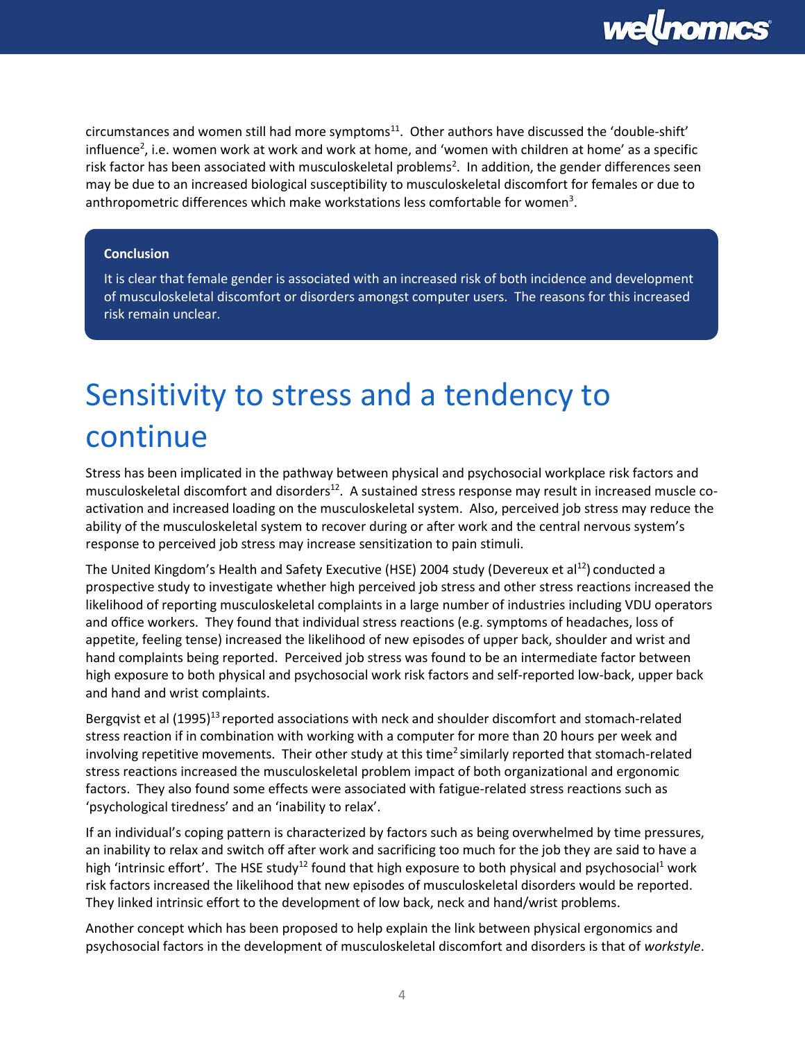circumstances and women still had more symptoms[11]. Other authors have discussed the 'double-shift' influence[2], i.e. women work at work and work at home, and 'women with children at home' as a specific risk factor has been associated with musculoskeletal problems[2]. In addition, the gender differences seen may be due to an increased biological susceptibility to musculoskeletal discomfort for females or due to anthropometric differences which make workstations less comfortable for women[3].

> **Conclusion**
>
> It is clear that female gender is associated with an increased risk of both incidence and development of musculoskeletal discomfort or disorders amongst computer users. The reasons for this increased risk remain unclear.

# Sensitivity to stress and a tendency to continue

Stress has been implicated in the pathway between physical and psychosocial workplace risk factors and musculoskeletal discomfort and disorders[12]. A sustained stress response may result in increased muscle co-activation and increased loading on the musculoskeletal system. Also, perceived job stress may reduce the ability of the musculoskeletal system to recover during or after work and the central nervous system's response to perceived job stress may increase sensitization to pain stimuli.

The United Kingdom's Health and Safety Executive (HSE) 2004 study (Devereux et al[12]) conducted a prospective study to investigate whether high perceived job stress and other stress reactions increased the likelihood of reporting musculoskeletal complaints in a large number of industries including VDU operators and office workers. They found that individual stress reactions (e.g. symptoms of headaches, loss of appetite, feeling tense) increased the likelihood of new episodes of upper back, shoulder and wrist and hand complaints being reported. Perceived job stress was found to be an intermediate factor between high exposure to both physical and psychosocial work risk factors and self-reported low-back, upper back and hand and wrist complaints.

Bergqvist et al (1995)[13] reported associations with neck and shoulder discomfort and stomach-related stress reaction if in combination with working with a computer for more than 20 hours per week and involving repetitive movements. Their other study at this time[2] similarly reported that stomach-related stress reactions increased the musculoskeletal problem impact of both organizational and ergonomic factors. They also found some effects were associated with fatigue-related stress reactions such as 'psychological tiredness' and an 'inability to relax'.

If an individual's coping pattern is characterized by factors such as being overwhelmed by time pressures, an inability to relax and switch off after work and sacrificing too much for the job they are said to have a high 'intrinsic effort'. The HSE study[12] found that high exposure to both physical and psychosocial[1] work risk factors increased the likelihood that new episodes of musculoskeletal disorders would be reported. They linked intrinsic effort to the development of low back, neck and hand/wrist problems.

Another concept which has been proposed to help explain the link between physical ergonomics and psychosocial factors in the development of musculoskeletal discomfort and disorders is that of *workstyle*.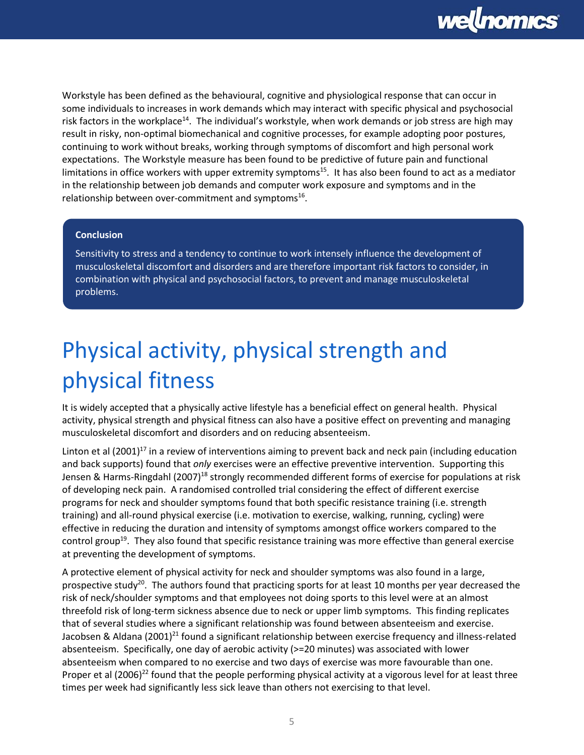Workstyle has been defined as the behavioural, cognitive and physiological response that can occur in some individuals to increases in work demands which may interact with specific physical and psychosocial risk factors in the workplace[14]. The individual's workstyle, when work demands or job stress are high may result in risky, non-optimal biomechanical and cognitive processes, for example adopting poor postures, continuing to work without breaks, working through symptoms of discomfort and high personal work expectations. The Workstyle measure has been found to be predictive of future pain and functional limitations in office workers with upper extremity symptoms[15]. It has also been found to act as a mediator in the relationship between job demands and computer work exposure and symptoms and in the relationship between over-commitment and symptoms[16].

**Conclusion**

Sensitivity to stress and a tendency to continue to work intensely influence the development of musculoskeletal discomfort and disorders and are therefore important risk factors to consider, in combination with physical and psychosocial factors, to prevent and manage musculoskeletal problems.

# Physical activity, physical strength and physical fitness

It is widely accepted that a physically active lifestyle has a beneficial effect on general health. Physical activity, physical strength and physical fitness can also have a positive effect on preventing and managing musculoskeletal discomfort and disorders and on reducing absenteeism.

Linton et al (2001)[17] in a review of interventions aiming to prevent back and neck pain (including education and back supports) found that *only* exercises were an effective preventive intervention. Supporting this Jensen & Harms-Ringdahl (2007)[18] strongly recommended different forms of exercise for populations at risk of developing neck pain. A randomised controlled trial considering the effect of different exercise programs for neck and shoulder symptoms found that both specific resistance training (i.e. strength training) and all-round physical exercise (i.e. motivation to exercise, walking, running, cycling) were effective in reducing the duration and intensity of symptoms amongst office workers compared to the control group[19]. They also found that specific resistance training was more effective than general exercise at preventing the development of symptoms.

A protective element of physical activity for neck and shoulder symptoms was also found in a large, prospective study[20]. The authors found that practicing sports for at least 10 months per year decreased the risk of neck/shoulder symptoms and that employees not doing sports to this level were at an almost threefold risk of long-term sickness absence due to neck or upper limb symptoms. This finding replicates that of several studies where a significant relationship was found between absenteeism and exercise. Jacobsen & Aldana (2001)[21] found a significant relationship between exercise frequency and illness-related absenteeism. Specifically, one day of aerobic activity (>=20 minutes) was associated with lower absenteeism when compared to no exercise and two days of exercise was more favourable than one. Proper et al (2006)[22] found that the people performing physical activity at a vigorous level for at least three times per week had significantly less sick leave than others not exercising to that level.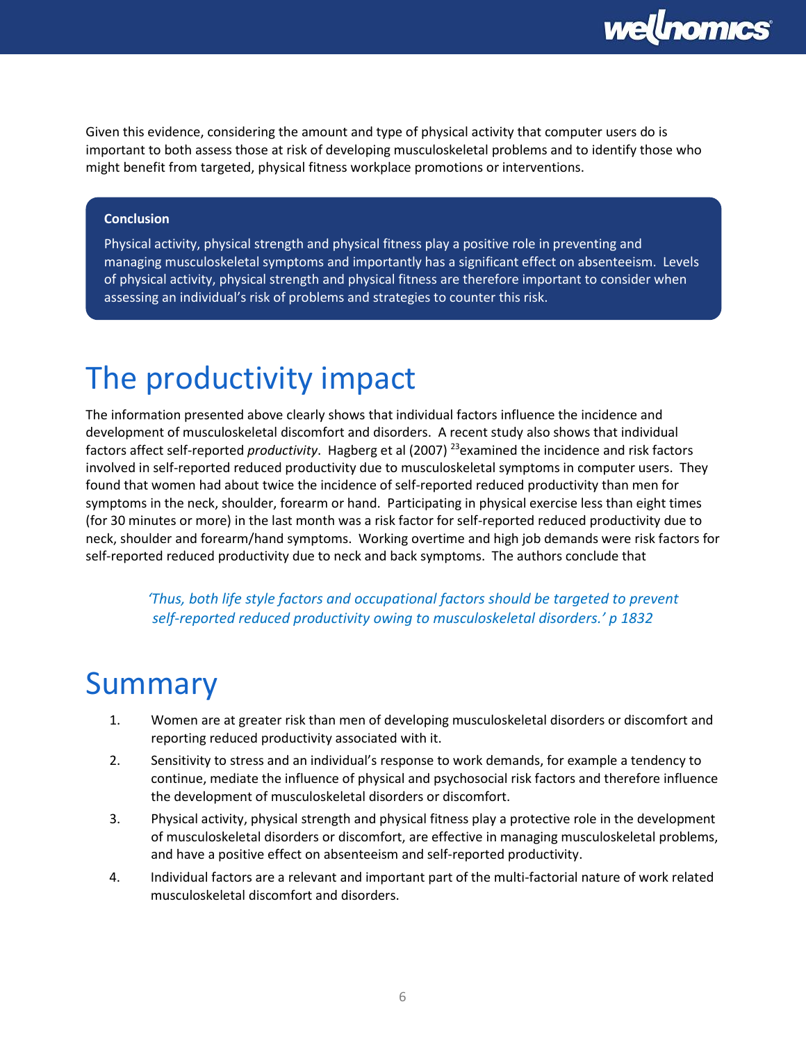Given this evidence, considering the amount and type of physical activity that computer users do is important to both assess those at risk of developing musculoskeletal problems and to identify those who might benefit from targeted, physical fitness workplace promotions or interventions.

> **Conclusion**
>
> Physical activity, physical strength and physical fitness play a positive role in preventing and managing musculoskeletal symptoms and importantly has a significant effect on absenteeism. Levels of physical activity, physical strength and physical fitness are therefore important to consider when assessing an individual's risk of problems and strategies to counter this risk.

# The productivity impact

The information presented above clearly shows that individual factors influence the incidence and development of musculoskeletal discomfort and disorders. A recent study also shows that individual factors affect self-reported *productivity*. Hagberg et al (2007) [23]examined the incidence and risk factors involved in self-reported reduced productivity due to musculoskeletal symptoms in computer users. They found that women had about twice the incidence of self-reported reduced productivity than men for symptoms in the neck, shoulder, forearm or hand. Participating in physical exercise less than eight times (for 30 minutes or more) in the last month was a risk factor for self-reported reduced productivity due to neck, shoulder and forearm/hand symptoms. Working overtime and high job demands were risk factors for self-reported reduced productivity due to neck and back symptoms. The authors conclude that

> *'Thus, both life style factors and occupational factors should be targeted to prevent self-reported reduced productivity owing to musculoskeletal disorders.' p 1832*

# Summary

1. Women are at greater risk than men of developing musculoskeletal disorders or discomfort and reporting reduced productivity associated with it.
2. Sensitivity to stress and an individual's response to work demands, for example a tendency to continue, mediate the influence of physical and psychosocial risk factors and therefore influence the development of musculoskeletal disorders or discomfort.
3. Physical activity, physical strength and physical fitness play a protective role in the development of musculoskeletal disorders or discomfort, are effective in managing musculoskeletal problems, and have a positive effect on absenteeism and self-reported productivity.
4. Individual factors are a relevant and important part of the multi-factorial nature of work related musculoskeletal discomfort and disorders.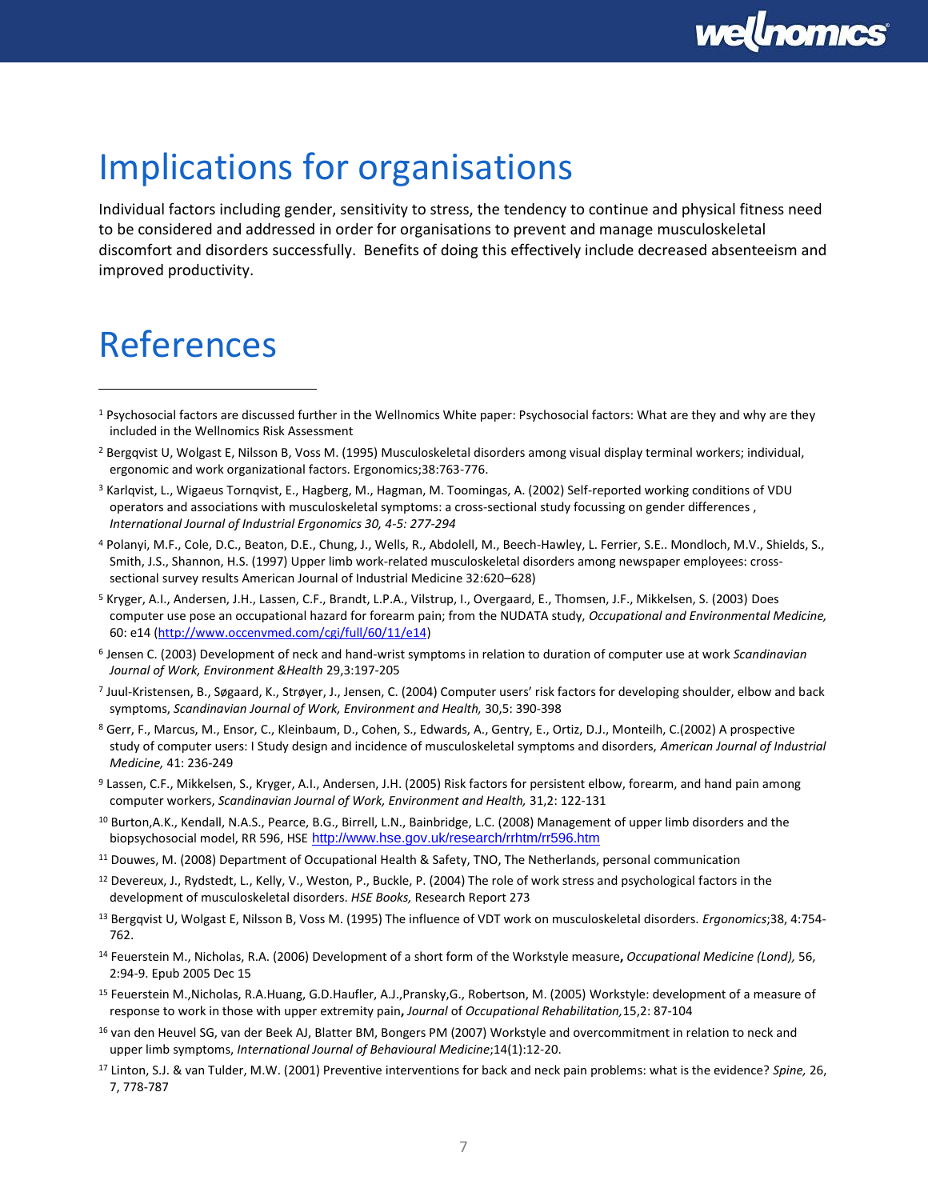# Implications for organisations

Individual factors including gender, sensitivity to stress, the tendency to continue and physical fitness need to be considered and addressed in order for organisations to prevent and manage musculoskeletal discomfort and disorders successfully. Benefits of doing this effectively include decreased absenteeism and improved productivity.

# References

---

[1] Psychosocial factors are discussed further in the Wellnomics White paper: Psychosocial factors: What are they and why are they included in the Wellnomics Risk Assessment

[2] Bergqvist U, Wolgast E, Nilsson B, Voss M. (1995) Musculoskeletal disorders among visual display terminal workers; individual, ergonomic and work organizational factors. Ergonomics;38:763-776.

[3] Karlqvist, L., Wigaeus Tornqvist, E., Hagberg, M., Hagman, M. Toomingas, A. (2002) Self-reported working conditions of VDU operators and associations with musculoskeletal symptoms: a cross-sectional study focussing on gender differences , *International Journal of Industrial Ergonomics 30, 4-5: 277-294*

[4] Polanyi, M.F., Cole, D.C., Beaton, D.E., Chung, J., Wells, R., Abdolell, M., Beech-Hawley, L. Ferrier, S.E.. Mondloch, M.V., Shields, S., Smith, J.S., Shannon, H.S. (1997) Upper limb work-related musculoskeletal disorders among newspaper employees: cross-sectional survey results American Journal of Industrial Medicine 32:620–628)

[5] Kryger, A.I., Andersen, J.H., Lassen, C.F., Brandt, L.P.A., Vilstrup, I., Overgaard, E., Thomsen, J.F., Mikkelsen, S. (2003) Does computer use pose an occupational hazard for forearm pain; from the NUDATA study, *Occupational and Environmental Medicine,* 60: e14 (http://www.occenvmed.com/cgi/full/60/11/e14)

[6] Jensen C. (2003) Development of neck and hand-wrist symptoms in relation to duration of computer use at work *Scandinavian Journal of Work, Environment &Health* 29,3:197-205

[7] Juul-Kristensen, B., Søgaard, K., Strøyer, J., Jensen, C. (2004) Computer users' risk factors for developing shoulder, elbow and back symptoms, *Scandinavian Journal of Work, Environment and Health,* 30,5: 390-398

[8] Gerr, F., Marcus, M., Ensor, C., Kleinbaum, D., Cohen, S., Edwards, A., Gentry, E., Ortiz, D.J., Monteilh, C.(2002) A prospective study of computer users: I Study design and incidence of musculoskeletal symptoms and disorders, *American Journal of Industrial Medicine,* 41: 236-249

[9] Lassen, C.F., Mikkelsen, S., Kryger, A.I., Andersen, J.H. (2005) Risk factors for persistent elbow, forearm, and hand pain among computer workers, *Scandinavian Journal of Work, Environment and Health,* 31,2: 122-131

[10] Burton,A.K., Kendall, N.A.S., Pearce, B.G., Birrell, L.N., Bainbridge, L.C. (2008) Management of upper limb disorders and the biopsychosocial model, RR 596, HSE http://www.hse.gov.uk/research/rrhtm/rr596.htm

[11] Douwes, M. (2008) Department of Occupational Health & Safety, TNO, The Netherlands, personal communication

[12] Devereux, J., Rydstedt, L., Kelly, V., Weston, P., Buckle, P. (2004) The role of work stress and psychological factors in the development of musculoskeletal disorders. *HSE Books,* Research Report 273

[13] Bergqvist U, Wolgast E, Nilsson B, Voss M. (1995) The influence of VDT work on musculoskeletal disorders. *Ergonomics*;38, 4:754-762.

[14] Feuerstein M., Nicholas, R.A. (2006) Development of a short form of the Workstyle measure**,** *Occupational Medicine (Lond),* 56, 2:94-9. Epub 2005 Dec 15

[15] Feuerstein M.,Nicholas, R.A.Huang, G.D.Haufler, A.J.,Pransky,G., Robertson, M. (2005) Workstyle: development of a measure of response to work in those with upper extremity pain**,** *Journal of Occupational Rehabilitation,*15,2: 87-104

[16] van den Heuvel SG, van der Beek AJ, Blatter BM, Bongers PM (2007) Workstyle and overcommitment in relation to neck and upper limb symptoms, *International Journal of Behavioural Medicine*;14(1):12-20.

[17] Linton, S.J. & van Tulder, M.W. (2001) Preventive interventions for back and neck pain problems: what is the evidence? *Spine,* 26, 7, 778-787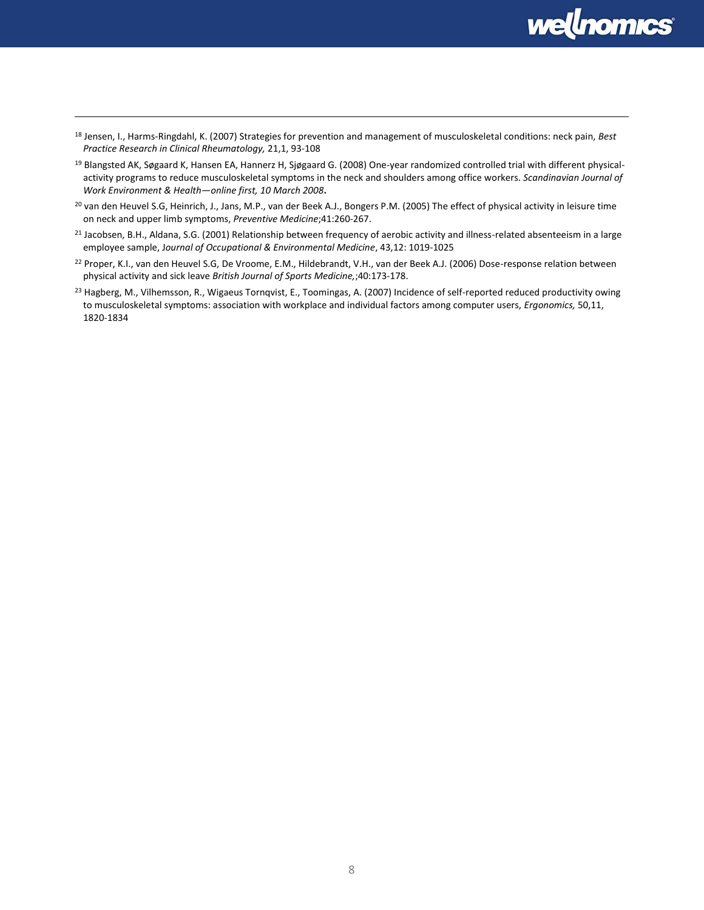[18] Jensen, I., Harms-Ringdahl, K. (2007) Strategies for prevention and management of musculoskeletal conditions: neck pain, *Best Practice Research in Clinical Rheumatology,* 21,1, 93-108

[19] Blangsted AK, Søgaard K, Hansen EA, Hannerz H, Sjøgaard G. (2008) One-year randomized controlled trial with different physical-activity programs to reduce musculoskeletal symptoms in the neck and shoulders among office workers. *Scandinavian Journal of Work Environment & Health—online first, 10 March 2008***.**

[20] van den Heuvel S.G, Heinrich, J., Jans, M.P., van der Beek A.J., Bongers P.M. (2005) The effect of physical activity in leisure time on neck and upper limb symptoms, *Preventive Medicine*;41:260-267.

[21] Jacobsen, B.H., Aldana, S.G. (2001) Relationship between frequency of aerobic activity and illness-related absenteeism in a large employee sample, J*ournal of Occupational & Environmental Medicine*, 43,12: 1019-1025

[22] Proper, K.I., van den Heuvel S.G, De Vroome, E.M., Hildebrandt, V.H., van der Beek A.J. (2006) Dose-response relation between physical activity and sick leave *British Journal of Sports Medicine,*;40:173-178.

[23] Hagberg, M., Vilhemsson, R., Wigaeus Tornqvist, E., Toomingas, A. (2007) Incidence of self-reported reduced productivity owing to musculoskeletal symptoms: association with workplace and individual factors among computer users, *Ergonomics,* 50,11, 1820-1834